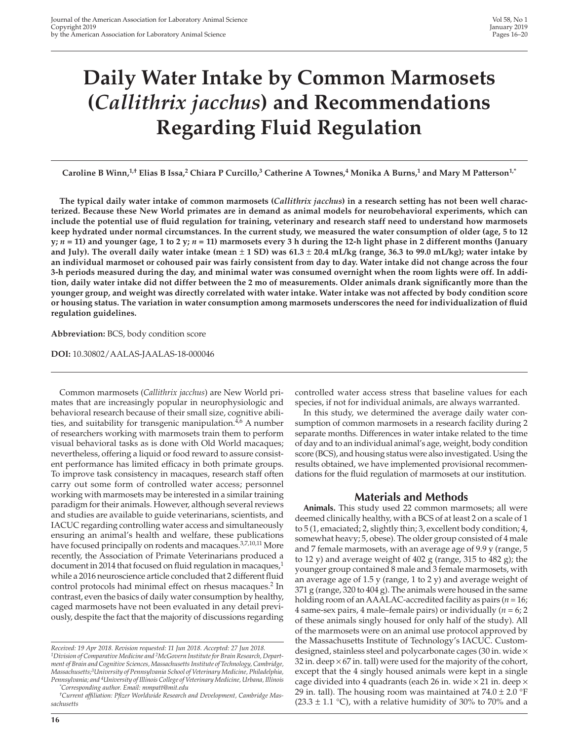# Daily Water Intake by Common Marmosets (*Callithrix jacchus*) and Recommendations Regarding Fluid Regulation

**Caroline B Winn,[1,†] Elias B Issa,[2] Chiara P Curcillo,[3] Catherine A Townes,[4] Monika A Burns,[1] and Mary M Patterson[1,*]**

**The typical daily water intake of common marmosets (*Callithrix jacchus*) in a research setting has not been well characterized. Because these New World primates are in demand as animal models for neurobehavioral experiments, which can include the potential use of fluid regulation for training, veterinary and research staff need to understand how marmosets keep hydrated under normal circumstances. In the current study, we measured the water consumption of older (age, 5 to 12 y; $n = 11$) and younger (age, 1 to 2 y; $n = 11$) marmosets every 3 h during the 12-h light phase in 2 different months (January and July). The overall daily water intake (mean $\pm$ 1 SD) was 61.3 $\pm$ 20.4 mL/kg (range, 36.3 to 99.0 mL/kg); water intake by an individual marmoset or cohoused pair was fairly consistent from day to day. Water intake did not change across the four 3-h periods measured during the day, and minimal water was consumed overnight when the room lights were off. In addition, daily water intake did not differ between the 2 mo of measurements. Older animals drank significantly more than the younger group, and weight was directly correlated with water intake. Water intake was not affected by body condition score or housing status. The variation in water consumption among marmosets underscores the need for individualization of fluid regulation guidelines.**

**Abbreviation:** BCS, body condition score

**DOI:** 10.30802/AALAS-JAALAS-18-000046

Common marmosets (*Callithrix jacchus*) are New World primates that are increasingly popular in neurophysiologic and behavioral research because of their small size, cognitive abilities, and suitability for transgenic manipulation.[4,6] A number of researchers working with marmosets train them to perform visual behavioral tasks as is done with Old World macaques; nevertheless, offering a liquid or food reward to assure consistent performance has limited efficacy in both primate groups. To improve task consistency in macaques, research staff often carry out some form of controlled water access; personnel working with marmosets may be interested in a similar training paradigm for their animals. However, although several reviews and studies are available to guide veterinarians, scientists, and IACUC regarding controlling water access and simultaneously ensuring an animal's health and welfare, these publications have focused principally on rodents and macaques.[3,7,10,11] More recently, the Association of Primate Veterinarians produced a document in 2014 that focused on fluid regulation in macaques,[1] while a 2016 neuroscience article concluded that 2 different fluid control protocols had minimal effect on rhesus macaques.[2] In contrast, even the basics of daily water consumption by healthy, caged marmosets have not been evaluated in any detail previously, despite the fact that the majority of discussions regarding controlled water access stress that baseline values for each species, if not for individual animals, are always warranted.

In this study, we determined the average daily water consumption of common marmosets in a research facility during 2 separate months. Differences in water intake related to the time of day and to an individual animal's age, weight, body condition score (BCS), and housing status were also investigated. Using the results obtained, we have implemented provisional recommendations for the fluid regulation of marmosets at our institution.

## Materials and Methods

**Animals.** This study used 22 common marmosets; all were deemed clinically healthy, with a BCS of at least 2 on a scale of 1 to 5 (1, emaciated; 2, slightly thin; 3, excellent body condition; 4, somewhat heavy; 5, obese). The older group consisted of 4 male and 7 female marmosets, with an average age of 9.9 y (range, 5 to 12 y) and average weight of 402 g (range, 315 to 482 g); the younger group contained 8 male and 3 female marmosets, with an average age of 1.5 y (range, 1 to 2 y) and average weight of 371 g (range, 320 to 404 g). The animals were housed in the same holding room of an AAALAC-accredited facility as pairs ($n = 16$; 4 same-sex pairs, 4 male–female pairs) or individually ($n = 6$; 2 of these animals singly housed for only half of the study). All of the marmosets were on an animal use protocol approved by the Massachusetts Institute of Technology's IACUC. Custom-designed, stainless steel and polycarbonate cages (30 in. wide × 32 in. deep × 67 in. tall) were used for the majority of the cohort, except that the 4 singly housed animals were kept in a single cage divided into 4 quadrants (each 26 in. wide × 21 in. deep × 29 in. tall). The housing room was maintained at 74.0 ± 2.0 °F (23.3 ± 1.1 °C), with a relative humidity of 30% to 70% and a

Received: 19 Apr 2018. Revision requested: 11 Jun 2018. Accepted: 27 Jun 2018.
[1]Division of Comparative Medicine and [2]McGovern Institute for Brain Research, Department of Brain and Cognitive Sciences, Massachusetts Institute of Technology, Cambridge, Massachusetts;[3]University of Pennsylvania School of Veterinary Medicine, Philadelphia, Pennsylvania; and [4]University of Illinois College of Veterinary Medicine, Urbana, Illinois
[*]Corresponding author. Email: mmpatt@mit.edu
[†]Current affiliation: Pfizer Worldwide Research and Development, Cambridge Massachusetts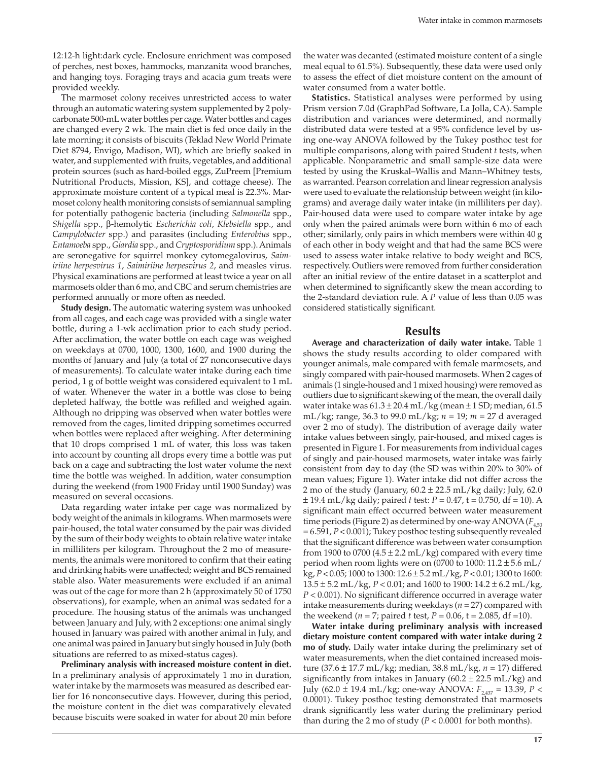12:12-h light:dark cycle. Enclosure enrichment was composed of perches, nest boxes, hammocks, manzanita wood branches, and hanging toys. Foraging trays and acacia gum treats were provided weekly.

The marmoset colony receives unrestricted access to water through an automatic watering system supplemented by 2 polycarbonate 500-mL water bottles per cage. Water bottles and cages are changed every 2 wk. The main diet is fed once daily in the late morning; it consists of biscuits (Teklad New World Primate Diet 8794, Envigo, Madison, WI), which are briefly soaked in water, and supplemented with fruits, vegetables, and additional protein sources (such as hard-boiled eggs, ZuPreem [Premium Nutritional Products, Mission, KS], and cottage cheese). The approximate moisture content of a typical meal is 22.3%. Marmoset colony health monitoring consists of semiannual sampling for potentially pathogenic bacteria (including *Salmonella* spp., *Shigella* spp., β-hemolytic *Escherichia coli*, *Klebsiella* spp., and *Campylobacter* spp.) and parasites (including *Enterobius* spp., *Entamoeba* spp., *Giardia* spp., and *Cryptosporidium* spp.). Animals are seronegative for squirrel monkey cytomegalovirus, *Saimiriine herpesvirus 1*, *Saimiriine herpesvirus 2*, and measles virus. Physical examinations are performed at least twice a year on all marmosets older than 6 mo, and CBC and serum chemistries are performed annually or more often as needed.

**Study design.** The automatic watering system was unhooked from all cages, and each cage was provided with a single water bottle, during a 1-wk acclimation prior to each study period. After acclimation, the water bottle on each cage was weighed on weekdays at 0700, 1000, 1300, 1600, and 1900 during the months of January and July (a total of 27 nonconsecutive days of measurements). To calculate water intake during each time period, 1 g of bottle weight was considered equivalent to 1 mL of water. Whenever the water in a bottle was close to being depleted halfway, the bottle was refilled and weighed again. Although no dripping was observed when water bottles were removed from the cages, limited dripping sometimes occurred when bottles were replaced after weighing. After determining that 10 drops comprised 1 mL of water, this loss was taken into account by counting all drops every time a bottle was put back on a cage and subtracting the lost water volume the next time the bottle was weighed. In addition, water consumption during the weekend (from 1900 Friday until 1900 Sunday) was measured on several occasions.

Data regarding water intake per cage was normalized by body weight of the animals in kilograms. When marmosets were pair-housed, the total water consumed by the pair was divided by the sum of their body weights to obtain relative water intake in milliliters per kilogram. Throughout the 2 mo of measurements, the animals were monitored to confirm that their eating and drinking habits were unaffected; weight and BCS remained stable also. Water measurements were excluded if an animal was out of the cage for more than 2 h (approximately 50 of 1750 observations), for example, when an animal was sedated for a procedure. The housing status of the animals was unchanged between January and July, with 2 exceptions: one animal singly housed in January was paired with another animal in July, and one animal was paired in January but singly housed in July (both situations are referred to as mixed-status cages).

**Preliminary analysis with increased moisture content in diet.** In a preliminary analysis of approximately 1 mo in duration, water intake by the marmosets was measured as described earlier for 16 nonconsecutive days. However, during this period, the moisture content in the diet was comparatively elevated because biscuits were soaked in water for about 20 min before the water was decanted (estimated moisture content of a single meal equal to 61.5%). Subsequently, these data were used only to assess the effect of diet moisture content on the amount of water consumed from a water bottle.

**Statistics.** Statistical analyses were performed by using Prism version 7.0d (GraphPad Software, La Jolla, CA). Sample distribution and variances were determined, and normally distributed data were tested at a 95% confidence level by using one-way ANOVA followed by the Tukey posthoc test for multiple comparisons, along with paired Student *t* tests, when applicable. Nonparametric and small sample-size data were tested by using the Kruskal–Wallis and Mann–Whitney tests, as warranted. Pearson correlation and linear regression analysis were used to evaluate the relationship between weight (in kilograms) and average daily water intake (in milliliters per day). Pair-housed data were used to compare water intake by age only when the paired animals were born within 6 mo of each other; similarly, only pairs in which members were within 40 g of each other in body weight and that had the same BCS were used to assess water intake relative to body weight and BCS, respectively. Outliers were removed from further consideration after an initial review of the entire dataset in a scatterplot and when determined to significantly skew the mean according to the 2-standard deviation rule. A *P* value of less than 0.05 was considered statistically significant.

## Results

**Average and characterization of daily water intake.** Table 1 shows the study results according to older compared with younger animals, male compared with female marmosets, and singly compared with pair-housed marmosets. When 2 cages of animals (1 single-housed and 1 mixed housing) were removed as outliers due to significant skewing of the mean, the overall daily water intake was 61.3 ± 20.4 mL/kg (mean ± 1 SD; median, 61.5 mL/kg; range, 36.3 to 99.0 mL/kg; $n = 19$; $m = 27$ d averaged over 2 mo of study). The distribution of average daily water intake values between singly, pair-housed, and mixed cages is presented in Figure 1. For measurements from individual cages of singly and pair-housed marmosets, water intake was fairly consistent from day to day (the SD was within 20% to 30% of mean values; Figure 1). Water intake did not differ across the 2 mo of the study (January, 60.2 ± 22.5 mL/kg daily; July, 62.0 ± 19.4 mL/kg daily; paired *t* test: $P = 0.47$, t = 0.750, df = 10). A significant main effect occurred between water measurement time periods (Figure 2) as determined by one-way ANOVA ($F_{4,50} = 6.591$, $P < 0.001$); Tukey posthoc testing subsequently revealed that the significant difference was between water consumption from 1900 to 0700 (4.5 ± 2.2 mL/kg) compared with every time period when room lights were on (0700 to 1000: 11.2 ± 5.6 mL/kg, $P < 0.05$; 1000 to 1300: 12.6 ± 5.2 mL/kg, $P < 0.01$; 1300 to 1600: 13.5 ± 5.2 mL/kg, $P < 0.01$; and 1600 to 1900: 14.2 ± 6.2 mL/kg, $P < 0.001$). No significant difference occurred in average water intake measurements during weekdays ($n = 27$) compared with the weekend ($n = 7$; paired *t* test, $P = 0.06$, t = 2.085, df =10).

**Water intake during preliminary analysis with increased dietary moisture content compared with water intake during 2 mo of study.** Daily water intake during the preliminary set of water measurements, when the diet contained increased moisture (37.6 ± 17.7 mL/kg; median, 38.8 mL/kg, $n = 17$) differed significantly from intakes in January (60.2 ± 22.5 mL/kg) and July (62.0 ± 19.4 mL/kg; one-way ANOVA: $F_{2,437} = 13.39$, $P < 0.0001$). Tukey posthoc testing demonstrated that marmosets drank significantly less water during the preliminary period than during the 2 mo of study ($P < 0.0001$ for both months).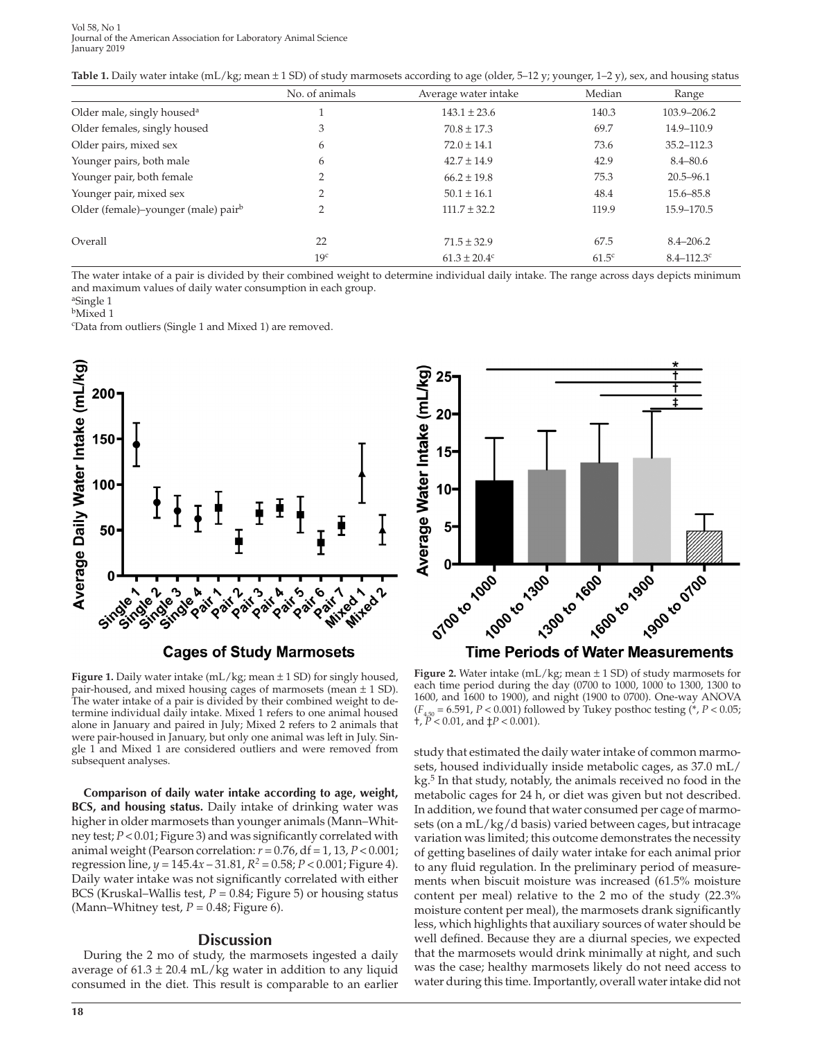**Table 1.** Daily water intake (mL/kg; mean ± 1 SD) of study marmosets according to age (older, 5–12 y; younger, 1–2 y), sex, and housing status

| | No. of animals | Average water intake | Median | Range |
|---|---|---|---|---|
| Older male, singly housed[a] | 1 | 143.1 ± 23.6 | 140.3 | 103.9–206.2 |
| Older females, singly housed | 3 | 70.8 ± 17.3 | 69.7 | 14.9–110.9 |
| Older pairs, mixed sex | 6 | 72.0 ± 14.1 | 73.6 | 35.2–112.3 |
| Younger pairs, both male | 6 | 42.7 ± 14.9 | 42.9 | 8.4–80.6 |
| Younger pair, both female | 2 | 66.2 ± 19.8 | 75.3 | 20.5–96.1 |
| Younger pair, mixed sex | 2 | 50.1 ± 16.1 | 48.4 | 15.6–85.8 |
| Older (female)–younger (male) pair[b] | 2 | 111.7 ± 32.2 | 119.9 | 15.9–170.5 |
| Overall | 22 | 71.5 ± 32.9 | 67.5 | 8.4–206.2 |
| | 19[c] | 61.3 ± 20.4[c] | 61.5[c] | 8.4–112.3[c] |

The water intake of a pair is divided by their combined weight to determine individual daily intake. The range across days depicts minimum and maximum values of daily water consumption in each group.

[a]Single 1

[b]Mixed 1

[c]Data from outliers (Single 1 and Mixed 1) are removed.

**Figure 1.** Daily water intake (mL/kg; mean ± 1 SD) for singly housed, pair-housed, and mixed housing cages of marmosets (mean ± 1 SD). The water intake of a pair is divided by their combined weight to determine individual daily intake. Mixed 1 refers to one animal housed alone in January and paired in July; Mixed 2 refers to 2 animals that were pair-housed in January, but only one animal was left in July. Single 1 and Mixed 1 are considered outliers and were removed from subsequent analyses.

**Figure 2.** Water intake (mL/kg; mean ± 1 SD) of study marmosets for each time period during the day (0700 to 1000, 1000 to 1300, 1300 to 1600, and 1600 to 1900), and night (1900 to 0700). One-way ANOVA ($F_{4,50} = 6.591$, $P < 0.001$) followed by Tukey posthoc testing (*, $P < 0.05$; †, $P < 0.01$, and ‡$P < 0.001$).

**Comparison of daily water intake according to age, weight, BCS, and housing status.** Daily intake of drinking water was higher in older marmosets than younger animals (Mann–Whitney test; $P < 0.01$; Figure 3) and was significantly correlated with animal weight (Pearson correlation: $r = 0.76$, df = 1, 13, $P < 0.001$; regression line, $y = 145.4x - 31.81$, $R^2 = 0.58$; $P < 0.001$; Figure 4). Daily water intake was not significantly correlated with either BCS (Kruskal–Wallis test, $P = 0.84$; Figure 5) or housing status (Mann–Whitney test, $P = 0.48$; Figure 6).

## Discussion

During the 2 mo of study, the marmosets ingested a daily average of 61.3 ± 20.4 mL/kg water in addition to any liquid consumed in the diet. This result is comparable to an earlier study that estimated the daily water intake of common marmosets, housed individually inside metabolic cages, as 37.0 mL/kg.[5] In that study, notably, the animals received no food in the metabolic cages for 24 h, or diet was given but not described. In addition, we found that water consumed per cage of marmosets (on a mL/kg/d basis) varied between cages, but intracage variation was limited; this outcome demonstrates the necessity of getting baselines of daily water intake for each animal prior to any fluid regulation. In the preliminary period of measurements when biscuit moisture was increased (61.5% moisture content per meal) relative to the 2 mo of the study (22.3% moisture content per meal), the marmosets drank significantly less, which highlights that auxiliary sources of water should be well defined. Because they are a diurnal species, we expected that the marmosets would drink minimally at night, and such was the case; healthy marmosets likely do not need access to water during this time. Importantly, overall water intake did not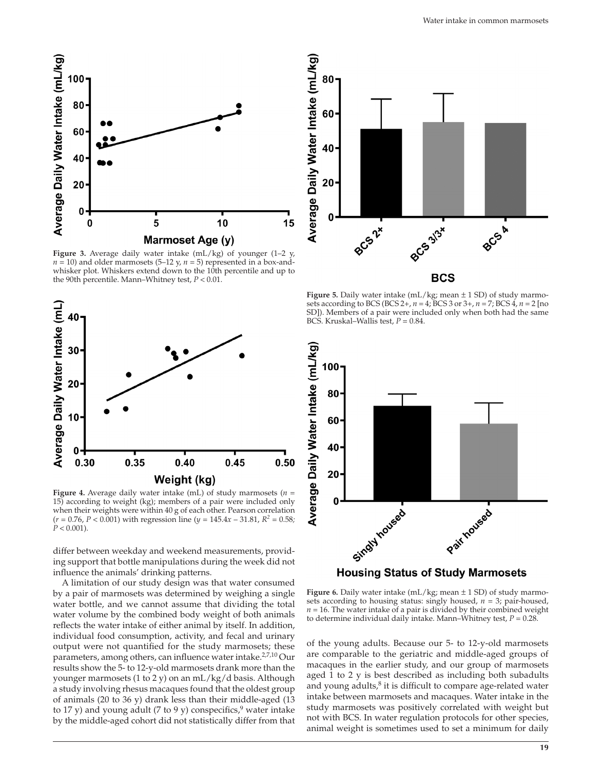**Figure 3.** Average daily water intake (mL/kg) of younger (1–2 y, $n = 10$) and older marmosets (5–12 y, $n = 5$) represented in a box-and-whisker plot. Whiskers extend down to the 10th percentile and up to the 90th percentile. Mann–Whitney test, $P < 0.01$.

**Figure 4.** Average daily water intake (mL) of study marmosets ($n = 15$) according to weight (kg); members of a pair were included only when their weights were within 40 g of each other. Pearson correlation ($r = 0.76$, $P < 0.001$) with regression line ($y = 145.4x - 31.81$, $R^2 = 0.58$; $P < 0.001$).

**Figure 5.** Daily water intake (mL/kg; mean ± 1 SD) of study marmosets according to BCS (BCS 2+, $n = 4$; BCS 3 or 3+, $n = 7$; BCS 4, $n = 2$ [no SD]). Members of a pair were included only when both had the same BCS. Kruskal–Wallis test, $P = 0.84$.

**Figure 6.** Daily water intake (mL/kg; mean ± 1 SD) of study marmosets according to housing status: singly housed, $n = 3$; pair-housed, $n = 16$. The water intake of a pair is divided by their combined weight to determine individual daily intake. Mann–Whitney test, $P = 0.28$.

differ between weekday and weekend measurements, providing support that bottle manipulations during the week did not influence the animals' drinking patterns.

A limitation of our study design was that water consumed by a pair of marmosets was determined by weighing a single water bottle, and we cannot assume that dividing the total water volume by the combined body weight of both animals reflects the water intake of either animal by itself. In addition, individual food consumption, activity, and fecal and urinary output were not quantified for the study marmosets; these parameters, among others, can influence water intake.[2,7,10] Our results show the 5- to 12-y-old marmosets drank more than the younger marmosets (1 to 2 y) on an mL/kg/d basis. Although a study involving rhesus macaques found that the oldest group of animals (20 to 36 y) drank less than their middle-aged (13 to 17 y) and young adult (7 to 9 y) conspecifics,[9] water intake by the middle-aged cohort did not statistically differ from that of the young adults. Because our 5- to 12-y-old marmosets are comparable to the geriatric and middle-aged groups of macaques in the earlier study, and our group of marmosets aged 1 to 2 y is best described as including both subadults and young adults,[8] it is difficult to compare age-related water intake between marmosets and macaques. Water intake in the study marmosets was positively correlated with weight but not with BCS. In water regulation protocols for other species, animal weight is sometimes used to set a minimum for daily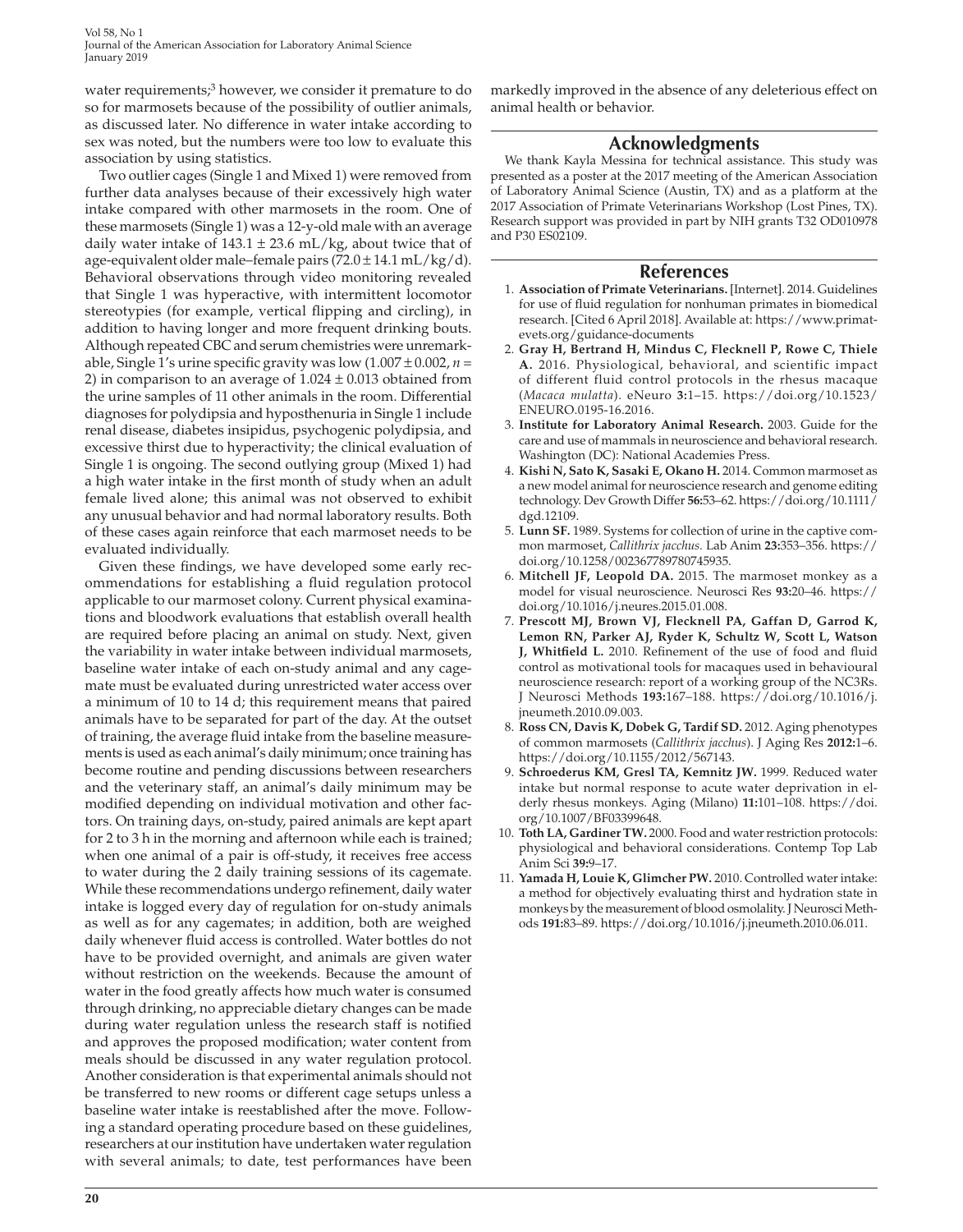water requirements;[3] however, we consider it premature to do so for marmosets because of the possibility of outlier animals, as discussed later. No difference in water intake according to sex was noted, but the numbers were too low to evaluate this association by using statistics.

Two outlier cages (Single 1 and Mixed 1) were removed from further data analyses because of their excessively high water intake compared with other marmosets in the room. One of these marmosets (Single 1) was a 12-y-old male with an average daily water intake of 143.1 ± 23.6 mL/kg, about twice that of age-equivalent older male–female pairs (72.0 ± 14.1 mL/kg/d). Behavioral observations through video monitoring revealed that Single 1 was hyperactive, with intermittent locomotor stereotypies (for example, vertical flipping and circling), in addition to having longer and more frequent drinking bouts. Although repeated CBC and serum chemistries were unremarkable, Single 1's urine specific gravity was low (1.007 ± 0.002, $n$ = 2) in comparison to an average of 1.024 ± 0.013 obtained from the urine samples of 11 other animals in the room. Differential diagnoses for polydipsia and hyposthenuria in Single 1 include renal disease, diabetes insipidus, psychogenic polydipsia, and excessive thirst due to hyperactivity; the clinical evaluation of Single 1 is ongoing. The second outlying group (Mixed 1) had a high water intake in the first month of study when an adult female lived alone; this animal was not observed to exhibit any unusual behavior and had normal laboratory results. Both of these cases again reinforce that each marmoset needs to be evaluated individually.

Given these findings, we have developed some early recommendations for establishing a fluid regulation protocol applicable to our marmoset colony. Current physical examinations and bloodwork evaluations that establish overall health are required before placing an animal on study. Next, given the variability in water intake between individual marmosets, baseline water intake of each on-study animal and any cagemate must be evaluated during unrestricted water access over a minimum of 10 to 14 d; this requirement means that paired animals have to be separated for part of the day. At the outset of training, the average fluid intake from the baseline measurements is used as each animal's daily minimum; once training has become routine and pending discussions between researchers and the veterinary staff, an animal's daily minimum may be modified depending on individual motivation and other factors. On training days, on-study, paired animals are kept apart for 2 to 3 h in the morning and afternoon while each is trained; when one animal of a pair is off-study, it receives free access to water during the 2 daily training sessions of its cagemate. While these recommendations undergo refinement, daily water intake is logged every day of regulation for on-study animals as well as for any cagemates; in addition, both are weighed daily whenever fluid access is controlled. Water bottles do not have to be provided overnight, and animals are given water without restriction on the weekends. Because the amount of water in the food greatly affects how much water is consumed through drinking, no appreciable dietary changes can be made during water regulation unless the research staff is notified and approves the proposed modification; water content from meals should be discussed in any water regulation protocol. Another consideration is that experimental animals should not be transferred to new rooms or different cage setups unless a baseline water intake is reestablished after the move. Following a standard operating procedure based on these guidelines, researchers at our institution have undertaken water regulation with several animals; to date, test performances have been markedly improved in the absence of any deleterious effect on animal health or behavior.

## Acknowledgments

We thank Kayla Messina for technical assistance. This study was presented as a poster at the 2017 meeting of the American Association of Laboratory Animal Science (Austin, TX) and as a platform at the 2017 Association of Primate Veterinarians Workshop (Lost Pines, TX). Research support was provided in part by NIH grants T32 OD010978 and P30 ES02109.

## References

1. **Association of Primate Veterinarians.** [Internet]. 2014. Guidelines for use of fluid regulation for nonhuman primates in biomedical research. [Cited 6 April 2018]. Available at: https://www.primatevets.org/guidance-documents
2. **Gray H, Bertrand H, Mindus C, Flecknell P, Rowe C, Thiele A.** 2016. Physiological, behavioral, and scientific impact of different fluid control protocols in the rhesus macaque (*Macaca mulatta*). eNeuro **3:**1–15. https://doi.org/10.1523/ENEURO.0195-16.2016.
3. **Institute for Laboratory Animal Research.** 2003. Guide for the care and use of mammals in neuroscience and behavioral research. Washington (DC): National Academies Press.
4. **Kishi N, Sato K, Sasaki E, Okano H.** 2014. Common marmoset as a new model animal for neuroscience research and genome editing technology. Dev Growth Differ **56:**53–62. https://doi.org/10.1111/dgd.12109.
5. **Lunn SF.** 1989. Systems for collection of urine in the captive common marmoset, *Callithrix jacchus*. Lab Anim **23:**353–356. https://doi.org/10.1258/002367789780745935.
6. **Mitchell JF, Leopold DA.** 2015. The marmoset monkey as a model for visual neuroscience. Neurosci Res **93:**20–46. https://doi.org/10.1016/j.neures.2015.01.008.
7. **Prescott MJ, Brown VJ, Flecknell PA, Gaffan D, Garrod K, Lemon RN, Parker AJ, Ryder K, Schultz W, Scott L, Watson J, Whitfield L.** 2010. Refinement of the use of food and fluid control as motivational tools for macaques used in behavioural neuroscience research: report of a working group of the NC3Rs. J Neurosci Methods **193:**167–188. https://doi.org/10.1016/j.jneumeth.2010.09.003.
8. **Ross CN, Davis K, Dobek G, Tardif SD.** 2012. Aging phenotypes of common marmosets (*Callithrix jacchus*). J Aging Res **2012:**1–6. https://doi.org/10.1155/2012/567143.
9. **Schroederus KM, Gresl TA, Kemnitz JW.** 1999. Reduced water intake but normal response to acute water deprivation in elderly rhesus monkeys. Aging (Milano) **11:**101–108. https://doi.org/10.1007/BF03399648.
10. **Toth LA, Gardiner TW.** 2000. Food and water restriction protocols: physiological and behavioral considerations. Contemp Top Lab Anim Sci **39:**9–17.
11. **Yamada H, Louie K, Glimcher PW.** 2010. Controlled water intake: a method for objectively evaluating thirst and hydration state in monkeys by the measurement of blood osmolality. J Neurosci Methods **191:**83–89. https://doi.org/10.1016/j.jneumeth.2010.06.011.